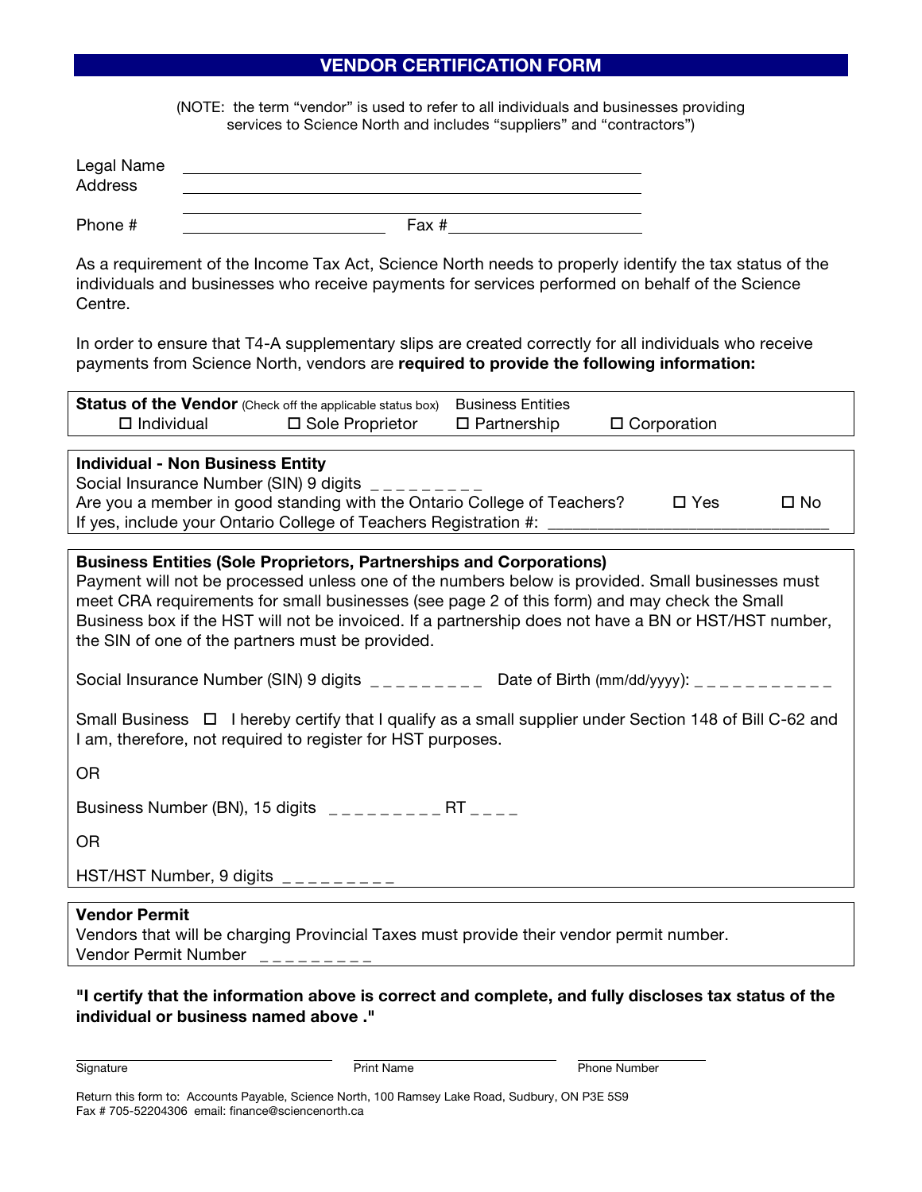# VENDOR CERTIFICATION FORM

(NOTE: the term "vendor" is used to refer to all individuals and businesses providing services to Science North and includes "suppliers" and "contractors")

Legal Name ______________________________________________

Address ______________________________________________

______________________________________________

Phone # ____________________ Fax # ____________________

As a requirement of the Income Tax Act, Science North needs to properly identify the tax status of the individuals and businesses who receive payments for services performed on behalf of the Science Centre.

In order to ensure that T4-A supplementary slips are created correctly for all individuals who receive payments from Science North, vendors are **required to provide the following information:**

**Status of the Vendor** (Check off the applicable status box) Business Entities

☐ Individual ☐ Sole Proprietor ☐ Partnership ☐ Corporation

**Individual - Non Business Entity**

Social Insurance Number (SIN) 9 digits _ _ _ _ _ _ _ _ _

Are you a member in good standing with the Ontario College of Teachers? ☐ Yes ☐ No

If yes, include your Ontario College of Teachers Registration #: ______________________________

**Business Entities (Sole Proprietors, Partnerships and Corporations)**

Payment will not be processed unless one of the numbers below is provided. Small businesses must meet CRA requirements for small businesses (see page 2 of this form) and may check the Small Business box if the HST will not be invoiced. If a partnership does not have a BN or HST/HST number, the SIN of one of the partners must be provided.

Social Insurance Number (SIN) 9 digits _ _ _ _ _ _ _ _ _ Date of Birth (mm/dd/yyyy): _ _ _ _ _ _ _ _ _ _ _

Small Business ☐ I hereby certify that I qualify as a small supplier under Section 148 of Bill C-62 and I am, therefore, not required to register for HST purposes.

OR

Business Number (BN), 15 digits _ _ _ _ _ _ _ _ _ RT _ _ _ _

OR

HST/HST Number, 9 digits _ _ _ _ _ _ _ _ _

**Vendor Permit**

Vendors that will be charging Provincial Taxes must provide their vendor permit number.

Vendor Permit Number _ _ _ _ _ _ _ _ _

**"I certify that the information above is correct and complete, and fully discloses tax status of the individual or business named above ."**

Signature ____________________ Print Name ____________________ Phone Number ____________________

Return this form to: Accounts Payable, Science North, 100 Ramsey Lake Road, Sudbury, ON P3E 5S9
Fax # 705-52204306 email: finance@sciencenorth.ca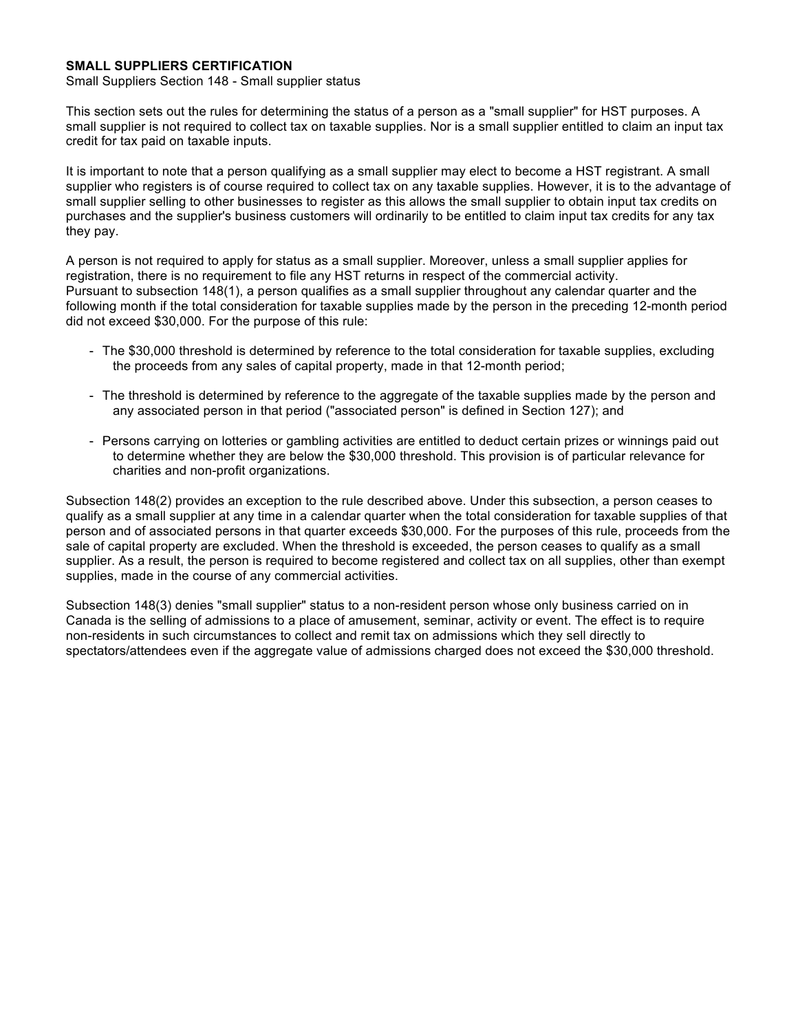**SMALL SUPPLIERS CERTIFICATION**

Small Suppliers Section 148 - Small supplier status

This section sets out the rules for determining the status of a person as a "small supplier" for HST purposes. A small supplier is not required to collect tax on taxable supplies. Nor is a small supplier entitled to claim an input tax credit for tax paid on taxable inputs.

It is important to note that a person qualifying as a small supplier may elect to become a HST registrant. A small supplier who registers is of course required to collect tax on any taxable supplies. However, it is to the advantage of small supplier selling to other businesses to register as this allows the small supplier to obtain input tax credits on purchases and the supplier's business customers will ordinarily to be entitled to claim input tax credits for any tax they pay.

A person is not required to apply for status as a small supplier. Moreover, unless a small supplier applies for registration, there is no requirement to file any HST returns in respect of the commercial activity.
Pursuant to subsection 148(1), a person qualifies as a small supplier throughout any calendar quarter and the following month if the total consideration for taxable supplies made by the person in the preceding 12-month period did not exceed $30,000. For the purpose of this rule:

- The $30,000 threshold is determined by reference to the total consideration for taxable supplies, excluding the proceeds from any sales of capital property, made in that 12-month period;
- The threshold is determined by reference to the aggregate of the taxable supplies made by the person and any associated person in that period ("associated person" is defined in Section 127); and
- Persons carrying on lotteries or gambling activities are entitled to deduct certain prizes or winnings paid out to determine whether they are below the $30,000 threshold. This provision is of particular relevance for charities and non-profit organizations.

Subsection 148(2) provides an exception to the rule described above. Under this subsection, a person ceases to qualify as a small supplier at any time in a calendar quarter when the total consideration for taxable supplies of that person and of associated persons in that quarter exceeds $30,000. For the purposes of this rule, proceeds from the sale of capital property are excluded. When the threshold is exceeded, the person ceases to qualify as a small supplier. As a result, the person is required to become registered and collect tax on all supplies, other than exempt supplies, made in the course of any commercial activities.

Subsection 148(3) denies "small supplier" status to a non-resident person whose only business carried on in Canada is the selling of admissions to a place of amusement, seminar, activity or event. The effect is to require non-residents in such circumstances to collect and remit tax on admissions which they sell directly to spectators/attendees even if the aggregate value of admissions charged does not exceed the $30,000 threshold.